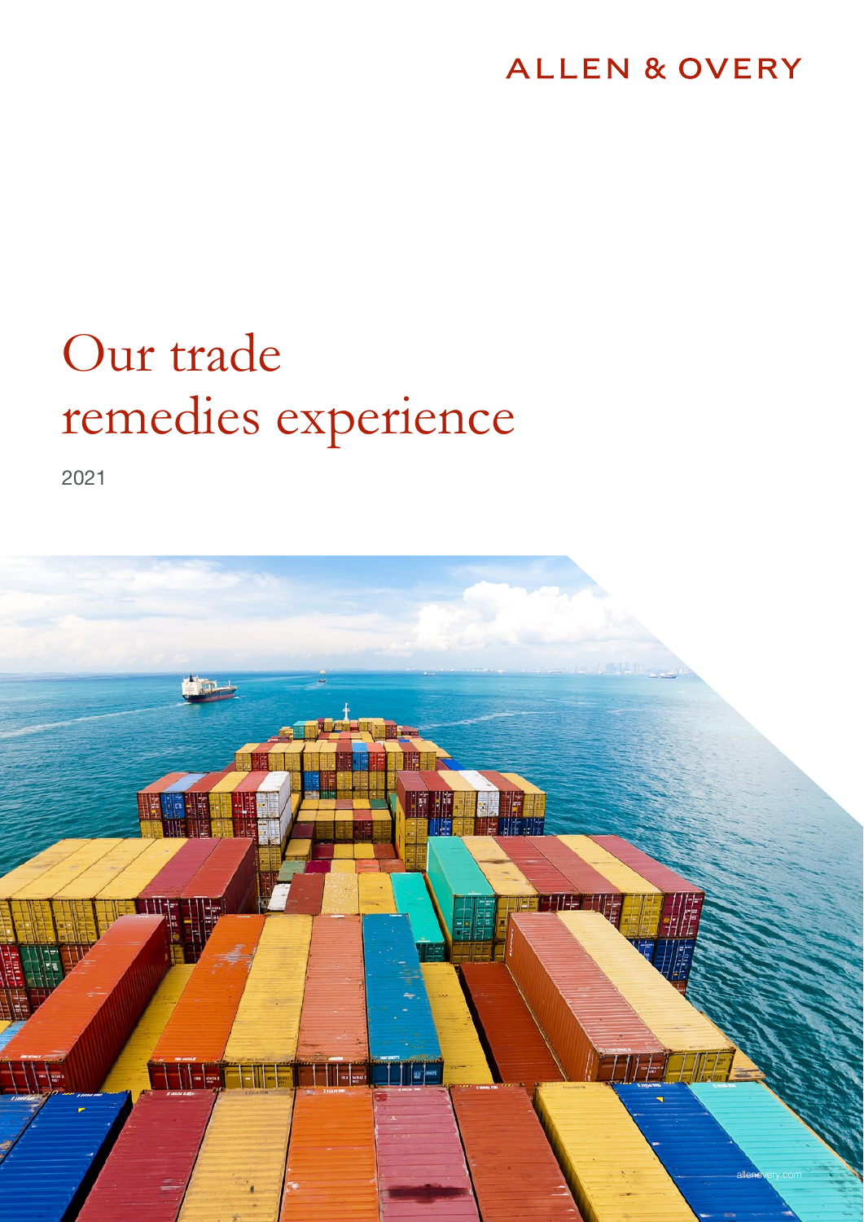ALLEN & OVERY

# Our trade remedies experience

2021

allenovery.com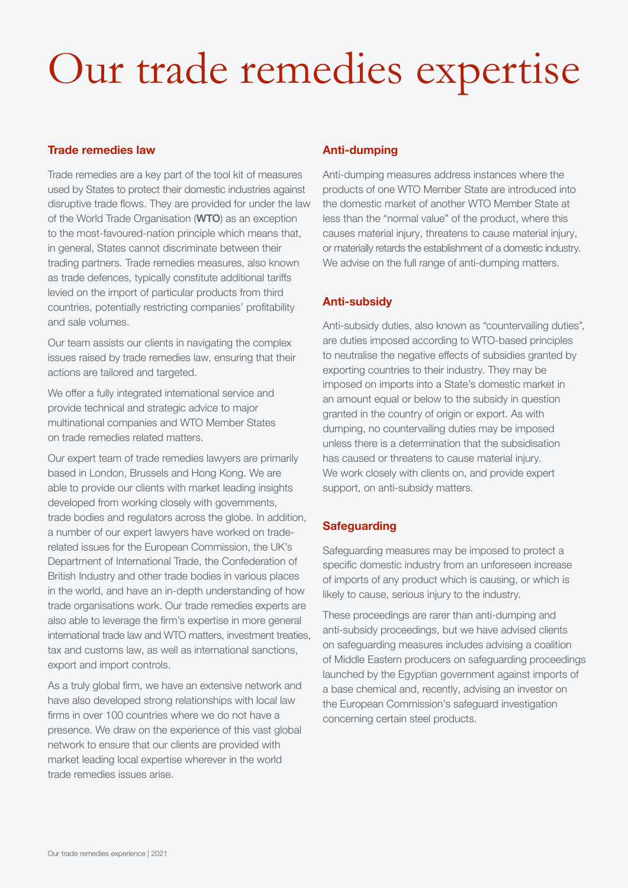# Our trade remedies expertise

## Trade remedies law

Trade remedies are a key part of the tool kit of measures used by States to protect their domestic industries against disruptive trade flows. They are provided for under the law of the World Trade Organisation (**WTO**) as an exception to the most-favoured-nation principle which means that, in general, States cannot discriminate between their trading partners. Trade remedies measures, also known as trade defences, typically constitute additional tariffs levied on the import of particular products from third countries, potentially restricting companies' profitability and sale volumes.

Our team assists our clients in navigating the complex issues raised by trade remedies law, ensuring that their actions are tailored and targeted.

We offer a fully integrated international service and provide technical and strategic advice to major multinational companies and WTO Member States on trade remedies related matters.

Our expert team of trade remedies lawyers are primarily based in London, Brussels and Hong Kong. We are able to provide our clients with market leading insights developed from working closely with governments, trade bodies and regulators across the globe. In addition, a number of our expert lawyers have worked on trade-related issues for the European Commission, the UK's Department of International Trade, the Confederation of British Industry and other trade bodies in various places in the world, and have an in-depth understanding of how trade organisations work. Our trade remedies experts are also able to leverage the firm's expertise in more general international trade law and WTO matters, investment treaties, tax and customs law, as well as international sanctions, export and import controls.

As a truly global firm, we have an extensive network and have also developed strong relationships with local law firms in over 100 countries where we do not have a presence. We draw on the experience of this vast global network to ensure that our clients are provided with market leading local expertise wherever in the world trade remedies issues arise.

## Anti-dumping

Anti-dumping measures address instances where the products of one WTO Member State are introduced into the domestic market of another WTO Member State at less than the "normal value" of the product, where this causes material injury, threatens to cause material injury, or materially retards the establishment of a domestic industry. We advise on the full range of anti-dumping matters.

## Anti-subsidy

Anti-subsidy duties, also known as "countervailing duties", are duties imposed according to WTO-based principles to neutralise the negative effects of subsidies granted by exporting countries to their industry. They may be imposed on imports into a State's domestic market in an amount equal or below to the subsidy in question granted in the country of origin or export. As with dumping, no countervailing duties may be imposed unless there is a determination that the subsidisation has caused or threatens to cause material injury. We work closely with clients on, and provide expert support, on anti-subsidy matters.

## Safeguarding

Safeguarding measures may be imposed to protect a specific domestic industry from an unforeseen increase of imports of any product which is causing, or which is likely to cause, serious injury to the industry.

These proceedings are rarer than anti-dumping and anti-subsidy proceedings, but we have advised clients on safeguarding measures includes advising a coalition of Middle Eastern producers on safeguarding proceedings launched by the Egyptian government against imports of a base chemical and, recently, advising an investor on the European Commission's safeguard investigation concerning certain steel products.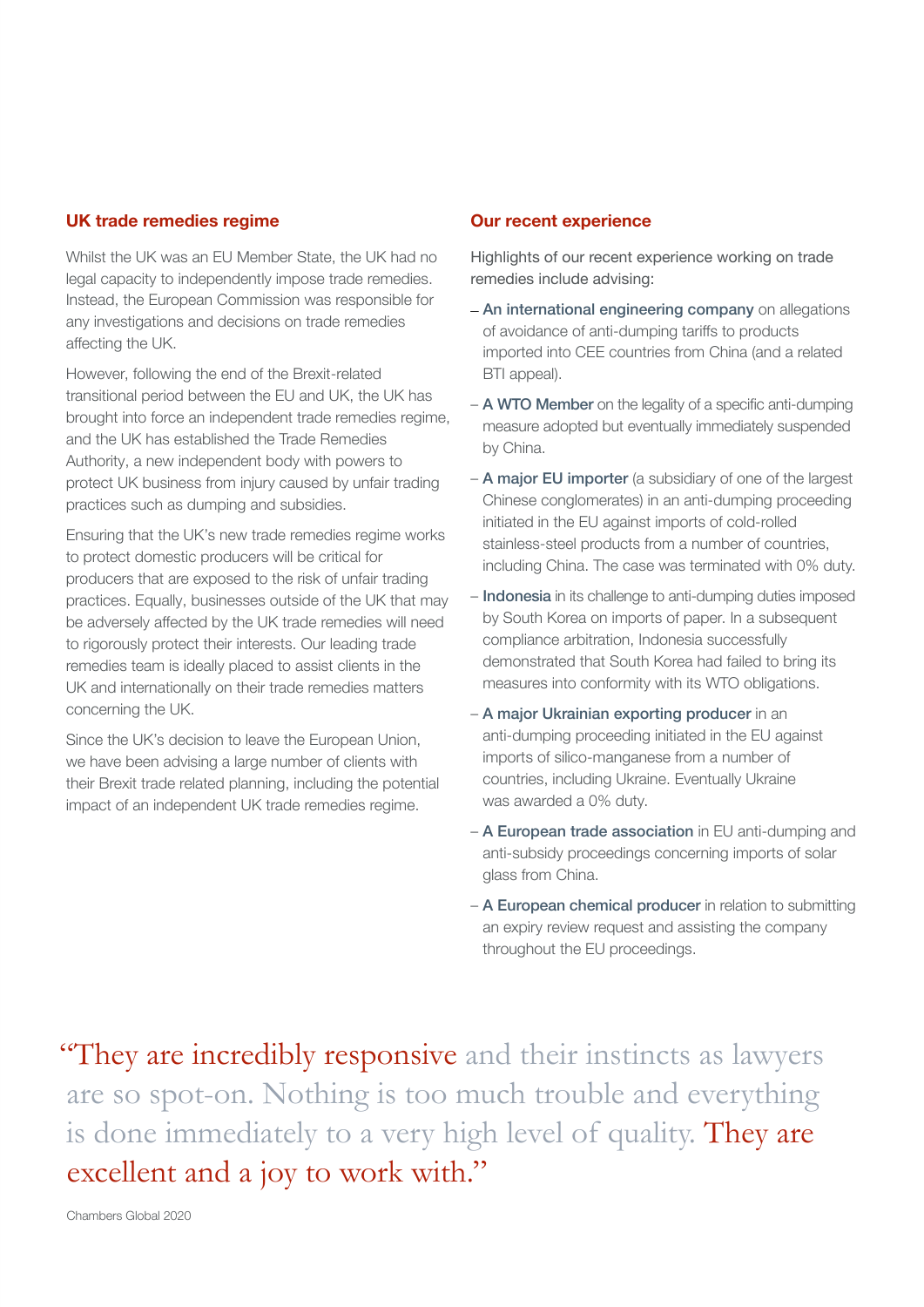## UK trade remedies regime

Whilst the UK was an EU Member State, the UK had no legal capacity to independently impose trade remedies. Instead, the European Commission was responsible for any investigations and decisions on trade remedies affecting the UK.

However, following the end of the Brexit-related transitional period between the EU and UK, the UK has brought into force an independent trade remedies regime, and the UK has established the Trade Remedies Authority, a new independent body with powers to protect UK business from injury caused by unfair trading practices such as dumping and subsidies.

Ensuring that the UK's new trade remedies regime works to protect domestic producers will be critical for producers that are exposed to the risk of unfair trading practices. Equally, businesses outside of the UK that may be adversely affected by the UK trade remedies will need to rigorously protect their interests. Our leading trade remedies team is ideally placed to assist clients in the UK and internationally on their trade remedies matters concerning the UK.

Since the UK's decision to leave the European Union, we have been advising a large number of clients with their Brexit trade related planning, including the potential impact of an independent UK trade remedies regime.

## Our recent experience

Highlights of our recent experience working on trade remedies include advising:

- **An international engineering company** on allegations of avoidance of anti-dumping tariffs to products imported into CEE countries from China (and a related BTI appeal).
- **A WTO Member** on the legality of a specific anti-dumping measure adopted but eventually immediately suspended by China.
- **A major EU importer** (a subsidiary of one of the largest Chinese conglomerates) in an anti-dumping proceeding initiated in the EU against imports of cold-rolled stainless-steel products from a number of countries, including China. The case was terminated with 0% duty.
- **Indonesia** in its challenge to anti-dumping duties imposed by South Korea on imports of paper. In a subsequent compliance arbitration, Indonesia successfully demonstrated that South Korea had failed to bring its measures into conformity with its WTO obligations.
- **A major Ukrainian exporting producer** in an anti-dumping proceeding initiated in the EU against imports of silico-manganese from a number of countries, including Ukraine. Eventually Ukraine was awarded a 0% duty.
- **A European trade association** in EU anti-dumping and anti-subsidy proceedings concerning imports of solar glass from China.
- **A European chemical producer** in relation to submitting an expiry review request and assisting the company throughout the EU proceedings.

> "They are incredibly responsive and their instincts as lawyers are so spot-on. Nothing is too much trouble and everything is done immediately to a very high level of quality. They are excellent and a joy to work with."

Chambers Global 2020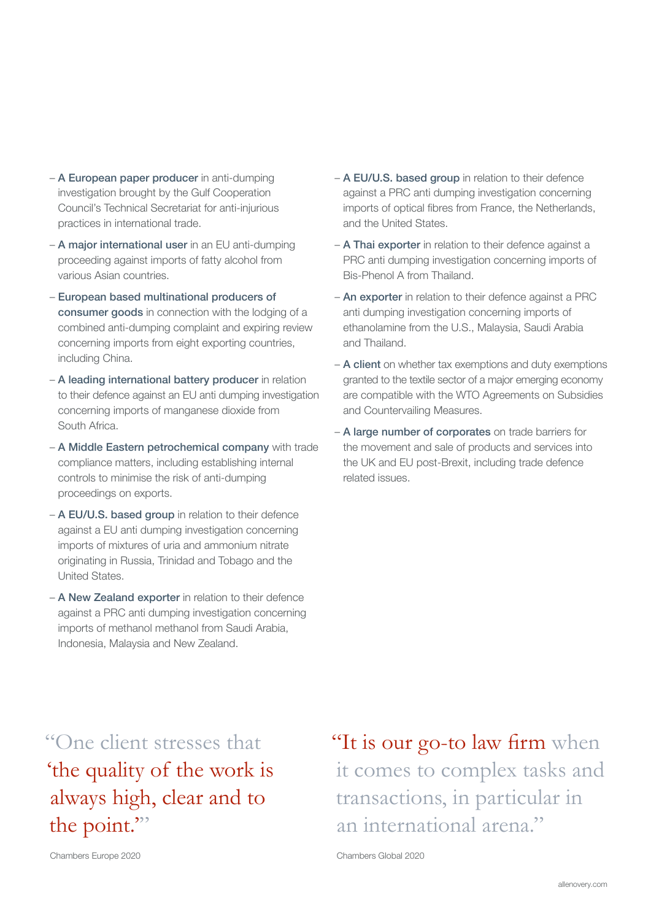- **A European paper producer** in anti-dumping investigation brought by the Gulf Cooperation Council's Technical Secretariat for anti-injurious practices in international trade.
- **A major international user** in an EU anti-dumping proceeding against imports of fatty alcohol from various Asian countries.
- **European based multinational producers of consumer goods** in connection with the lodging of a combined anti-dumping complaint and expiring review concerning imports from eight exporting countries, including China.
- **A leading international battery producer** in relation to their defence against an EU anti dumping investigation concerning imports of manganese dioxide from South Africa.
- **A Middle Eastern petrochemical company** with trade compliance matters, including establishing internal controls to minimise the risk of anti-dumping proceedings on exports.
- **A EU/U.S. based group** in relation to their defence against a EU anti dumping investigation concerning imports of mixtures of uria and ammonium nitrate originating in Russia, Trinidad and Tobago and the United States.
- **A New Zealand exporter** in relation to their defence against a PRC anti dumping investigation concerning imports of methanol methanol from Saudi Arabia, Indonesia, Malaysia and New Zealand.
- **A EU/U.S. based group** in relation to their defence against a PRC anti dumping investigation concerning imports of optical fibres from France, the Netherlands, and the United States.
- **A Thai exporter** in relation to their defence against a PRC anti dumping investigation concerning imports of Bis-Phenol A from Thailand.
- **An exporter** in relation to their defence against a PRC anti dumping investigation concerning imports of ethanolamine from the U.S., Malaysia, Saudi Arabia and Thailand.
- **A client** on whether tax exemptions and duty exemptions granted to the textile sector of a major emerging economy are compatible with the WTO Agreements on Subsidies and Countervailing Measures.
- **A large number of corporates** on trade barriers for the movement and sale of products and services into the UK and EU post-Brexit, including trade defence related issues.

"One client stresses that 'the quality of the work is always high, clear and to the point.'"

Chambers Europe 2020

"It is our go-to law firm when it comes to complex tasks and transactions, in particular in an international arena."

Chambers Global 2020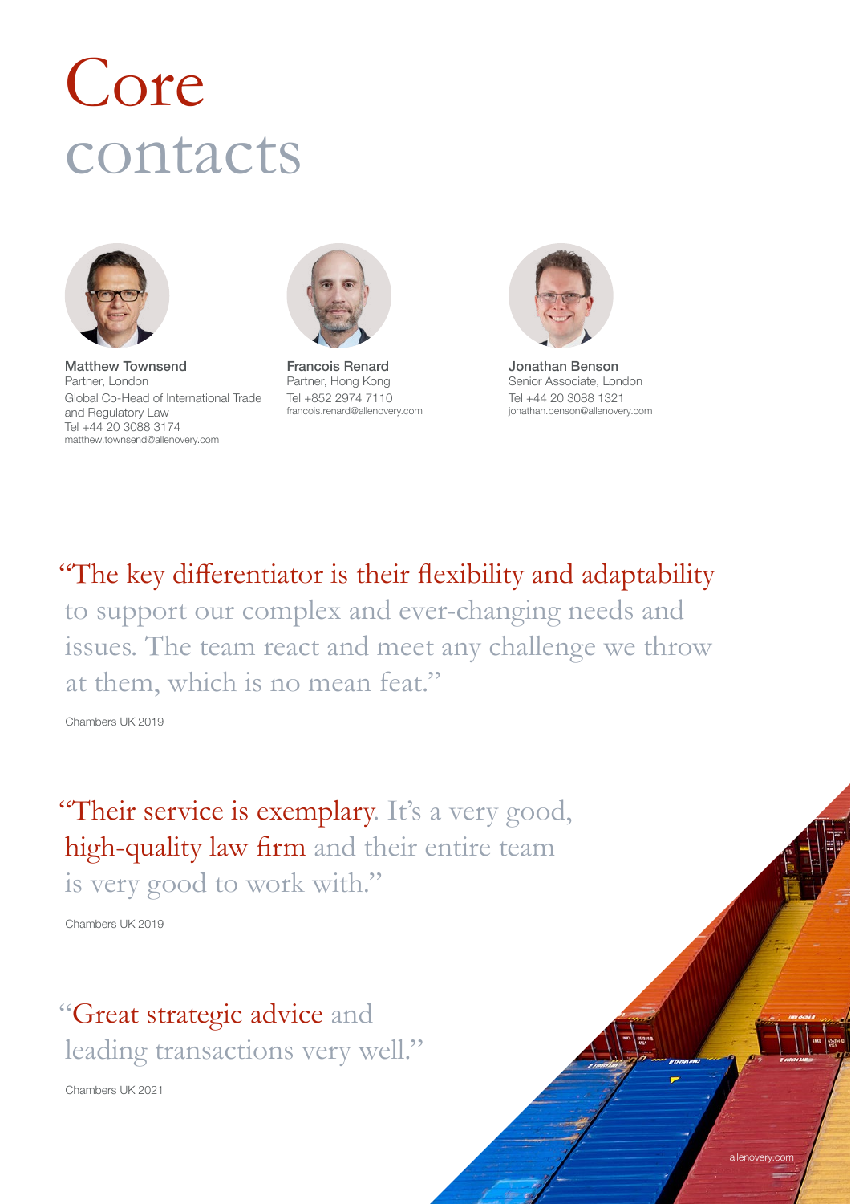# Core contacts

**Matthew Townsend**
Partner, London
Global Co-Head of International Trade and Regulatory Law
Tel +44 20 3088 3174
matthew.townsend@allenovery.com

**Francois Renard**
Partner, Hong Kong
Tel +852 2974 7110
francois.renard@allenovery.com

**Jonathan Benson**
Senior Associate, London
Tel +44 20 3088 1321
jonathan.benson@allenovery.com

"The key differentiator is their flexibility and adaptability to support our complex and ever-changing needs and issues. The team react and meet any challenge we throw at them, which is no mean feat."

Chambers UK 2019

"Their service is exemplary. It's a very good, high-quality law firm and their entire team is very good to work with."

Chambers UK 2019

"Great strategic advice and leading transactions very well."

Chambers UK 2021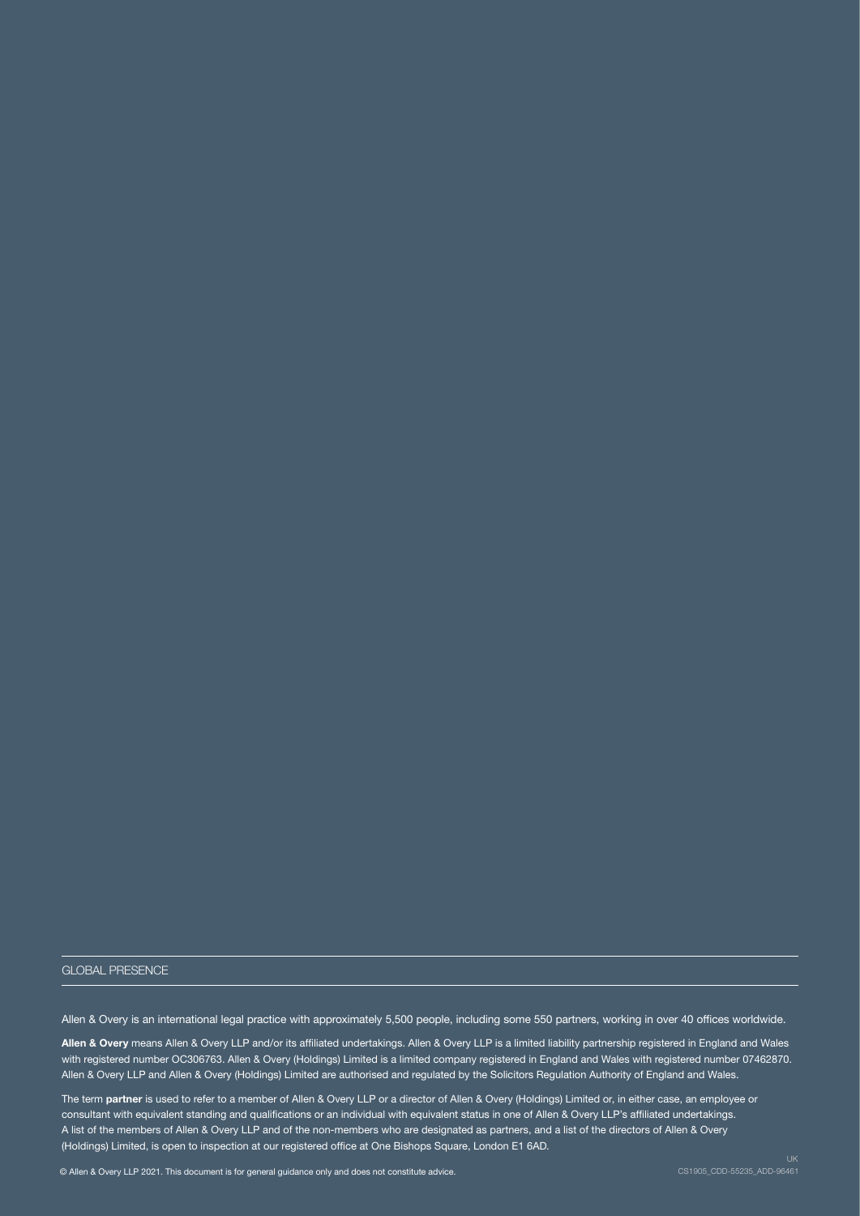## GLOBAL PRESENCE

Allen & Overy is an international legal practice with approximately 5,500 people, including some 550 partners, working in over 40 offices worldwide.

**Allen & Overy** means Allen & Overy LLP and/or its affiliated undertakings. Allen & Overy LLP is a limited liability partnership registered in England and Wales with registered number OC306763. Allen & Overy (Holdings) Limited is a limited company registered in England and Wales with registered number 07462870. Allen & Overy LLP and Allen & Overy (Holdings) Limited are authorised and regulated by the Solicitors Regulation Authority of England and Wales.

The term **partner** is used to refer to a member of Allen & Overy LLP or a director of Allen & Overy (Holdings) Limited or, in either case, an employee or consultant with equivalent standing and qualifications or an individual with equivalent status in one of Allen & Overy LLP's affiliated undertakings. A list of the members of Allen & Overy LLP and of the non-members who are designated as partners, and a list of the directors of Allen & Overy (Holdings) Limited, is open to inspection at our registered office at One Bishops Square, London E1 6AD.

© Allen & Overy LLP 2021. This document is for general guidance only and does not constitute advice.

UK
CS1905_CDD-55235_ADD-96461